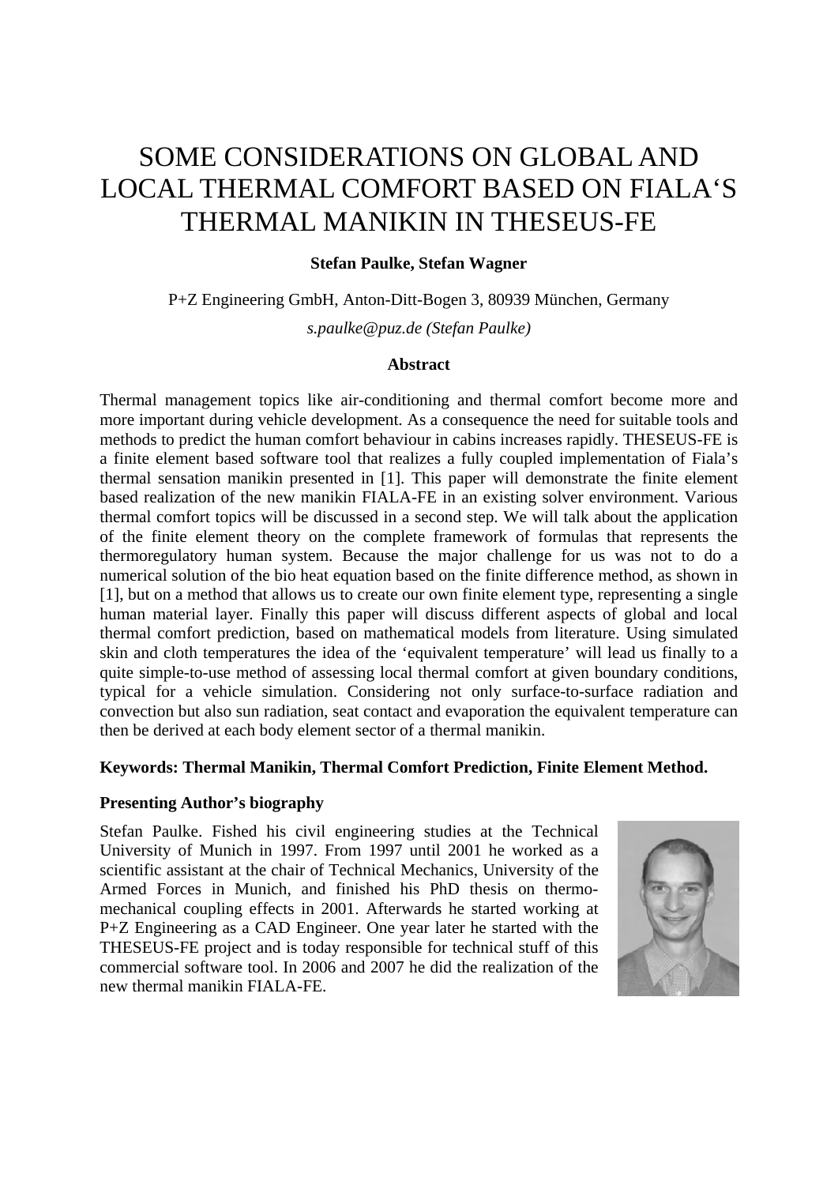# SOME CONSIDERATIONS ON GLOBAL AND LOCAL THERMAL COMFORT BASED ON FIALA‘S THERMAL MANIKIN IN THESEUS-FE

**Stefan Paulke, Stefan Wagner**

P+Z Engineering GmbH, Anton-Ditt-Bogen 3, 80939 München, Germany

*s.paulke@puz.de (Stefan Paulke)*

**Abstract**

Thermal management topics like air-conditioning and thermal comfort become more and more important during vehicle development. As a consequence the need for suitable tools and methods to predict the human comfort behaviour in cabins increases rapidly. THESEUS-FE is a finite element based software tool that realizes a fully coupled implementation of Fiala's thermal sensation manikin presented in [1]. This paper will demonstrate the finite element based realization of the new manikin FIALA-FE in an existing solver environment. Various thermal comfort topics will be discussed in a second step. We will talk about the application of the finite element theory on the complete framework of formulas that represents the thermoregulatory human system. Because the major challenge for us was not to do a numerical solution of the bio heat equation based on the finite difference method, as shown in [1], but on a method that allows us to create our own finite element type, representing a single human material layer. Finally this paper will discuss different aspects of global and local thermal comfort prediction, based on mathematical models from literature. Using simulated skin and cloth temperatures the idea of the 'equivalent temperature' will lead us finally to a quite simple-to-use method of assessing local thermal comfort at given boundary conditions, typical for a vehicle simulation. Considering not only surface-to-surface radiation and convection but also sun radiation, seat contact and evaporation the equivalent temperature can then be derived at each body element sector of a thermal manikin.

**Keywords: Thermal Manikin, Thermal Comfort Prediction, Finite Element Method.**

**Presenting Author's biography**

Stefan Paulke. Fished his civil engineering studies at the Technical University of Munich in 1997. From 1997 until 2001 he worked as a scientific assistant at the chair of Technical Mechanics, University of the Armed Forces in Munich, and finished his PhD thesis on thermo-mechanical coupling effects in 2001. Afterwards he started working at P+Z Engineering as a CAD Engineer. One year later he started with the THESEUS-FE project and is today responsible for technical stuff of this commercial software tool. In 2006 and 2007 he did the realization of the new thermal manikin FIALA-FE.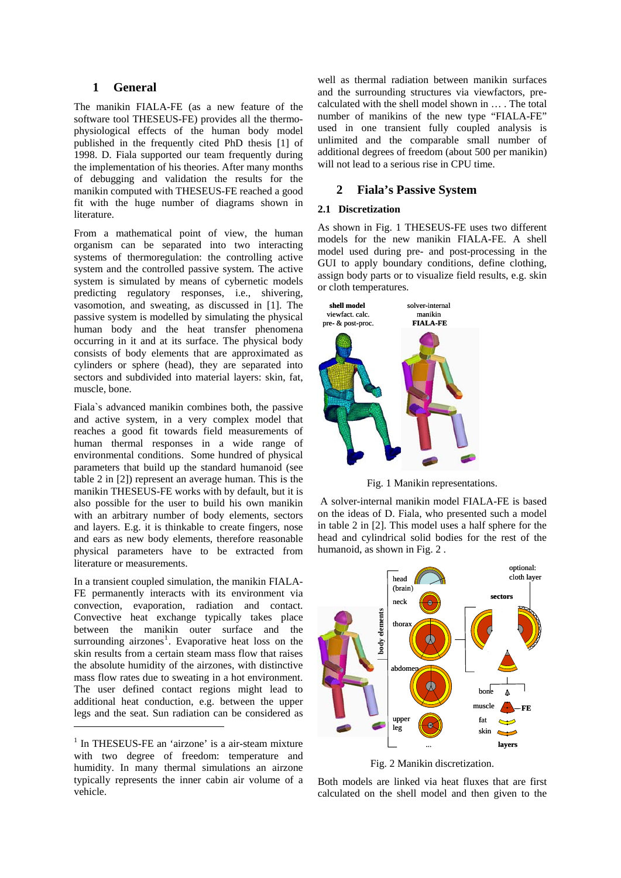# 1 General

The manikin FIALA-FE (as a new feature of the software tool THESEUS-FE) provides all the thermo-physiological effects of the human body model published in the frequently cited PhD thesis [1] of 1998. D. Fiala supported our team frequently during the implementation of his theories. After many months of debugging and validation the results for the manikin computed with THESEUS-FE reached a good fit with the huge number of diagrams shown in literature.

From a mathematical point of view, the human organism can be separated into two interacting systems of thermoregulation: the controlling active system and the controlled passive system. The active system is simulated by means of cybernetic models predicting regulatory responses, i.e., shivering, vasomotion, and sweating, as discussed in [1]. The passive system is modelled by simulating the physical human body and the heat transfer phenomena occurring in it and at its surface. The physical body consists of body elements that are approximated as cylinders or sphere (head), they are separated into sectors and subdivided into material layers: skin, fat, muscle, bone.

Fiala`s advanced manikin combines both, the passive and active system, in a very complex model that reaches a good fit towards field measurements of human thermal responses in a wide range of environmental conditions. Some hundred of physical parameters that build up the standard humanoid (see table 2 in [2]) represent an average human. This is the manikin THESEUS-FE works with by default, but it is also possible for the user to build his own manikin with an arbitrary number of body elements, sectors and layers. E.g. it is thinkable to create fingers, nose and ears as new body elements, therefore reasonable physical parameters have to be extracted from literature or measurements.

In a transient coupled simulation, the manikin FIALA-FE permanently interacts with its environment via convection, evaporation, radiation and contact. Convective heat exchange typically takes place between the manikin outer surface and the surrounding airzones[1]. Evaporative heat loss on the skin results from a certain steam mass flow that raises the absolute humidity of the airzones, with distinctive mass flow rates due to sweating in a hot environment. The user defined contact regions might lead to additional heat conduction, e.g. between the upper legs and the seat. Sun radiation can be considered as well as thermal radiation between manikin surfaces and the surrounding structures via viewfactors, pre-calculated with the shell model shown in … . The total number of manikins of the new type "FIALA-FE" used in one transient fully coupled analysis is unlimited and the comparable small number of additional degrees of freedom (about 500 per manikin) will not lead to a serious rise in CPU time.

# 2 Fiala's Passive System

## 2.1 Discretization

As shown in Fig. 1 THESEUS-FE uses two different models for the new manikin FIALA-FE. A shell model used during pre- and post-processing in the GUI to apply boundary conditions, define clothing, assign body parts or to visualize field results, e.g. skin or cloth temperatures.

**shell model**
viewfact. calc.
pre- & post-proc.

solver-internal
manikin
**FIALA-FE**

Fig. 1 Manikin representations.

A solver-internal manikin model FIALA-FE is based on the ideas of D. Fiala, who presented such a model in table 2 in [2]. This model uses a half sphere for the head and cylindrical solid bodies for the rest of the humanoid, as shown in Fig. 2 .

body elements
head (brain)
neck
thorax
abdomen
upper leg
...
optional: cloth layer
sectors
bone
muscle
FE
fat
skin
layers

Fig. 2 Manikin discretization.

Both models are linked via heat fluxes that are first calculated on the shell model and then given to the

---

[1] In THESEUS-FE an 'airzone' is a air-steam mixture with two degree of freedom: temperature and humidity. In many thermal simulations an airzone typically represents the inner cabin air volume of a vehicle.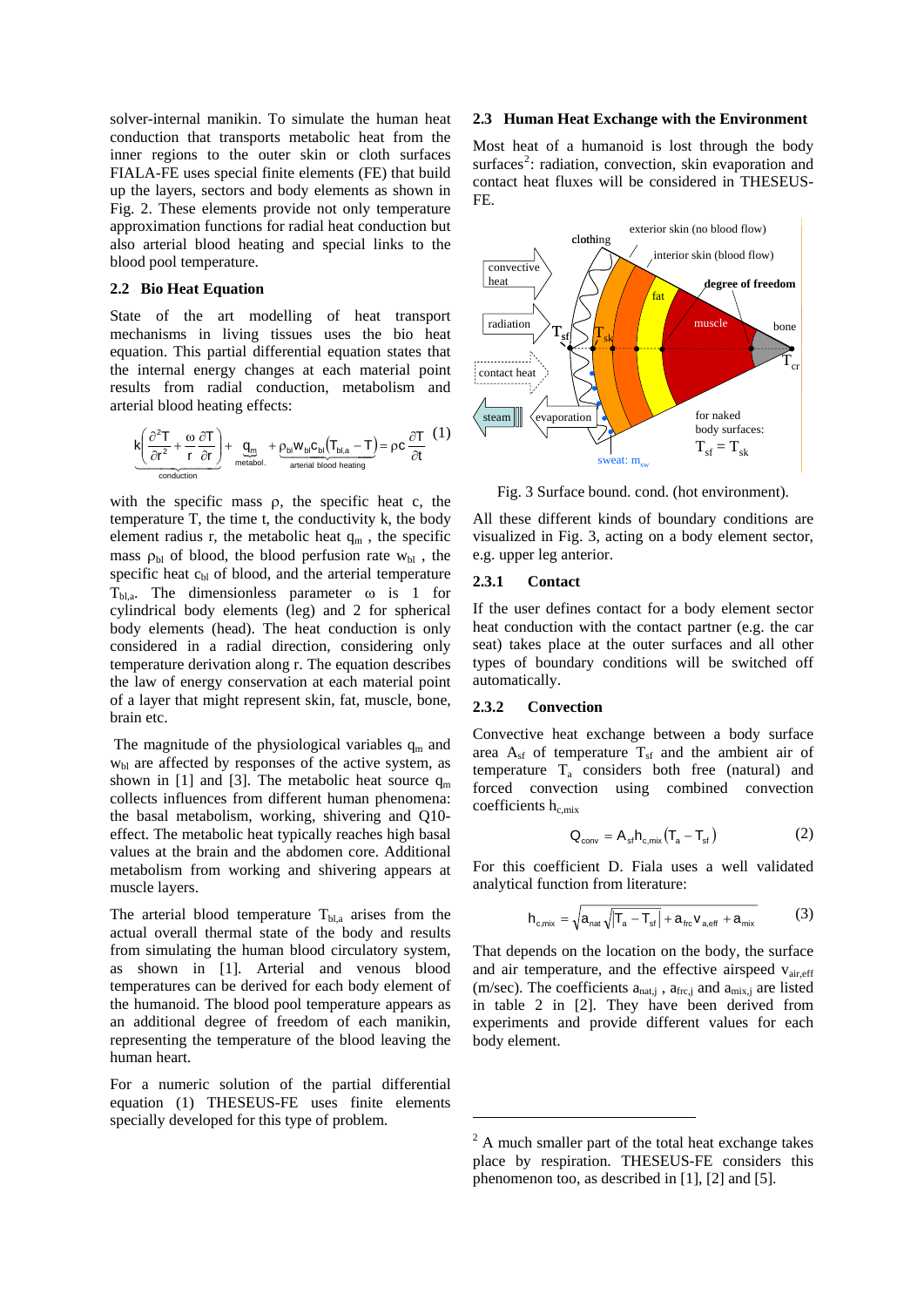solver-internal manikin. To simulate the human heat conduction that transports metabolic heat from the inner regions to the outer skin or cloth surfaces FIALA-FE uses special finite elements (FE) that build up the layers, sectors and body elements as shown in Fig. 2. These elements provide not only temperature approximation functions for radial heat conduction but also arterial blood heating and special links to the blood pool temperature.

## 2.2 Bio Heat Equation

State of the art modelling of heat transport mechanisms in living tissues uses the bio heat equation. This partial differential equation states that the internal energy changes at each material point results from radial conduction, metabolism and arterial blood heating effects:

$$\underbrace{k\left(\frac{\partial^2 T}{\partial r^2}+\frac{\omega}{r}\frac{\partial T}{\partial r}\right)}_{\text{conduction}}+\underbrace{q_m}_{\text{metabol.}}+\underbrace{\rho_{bl}w_{bl}c_{bl}\left(T_{bl,a}-T\right)}_{\text{arterial blood heating}}=\rho c\frac{\partial T}{\partial t} \quad (1)$$

with the specific mass $\rho$, the specific heat c, the temperature T, the time t, the conductivity k, the body element radius r, the metabolic heat $q_m$, the specific mass $\rho_{bl}$ of blood, the blood perfusion rate $w_{bl}$, the specific heat $c_{bl}$ of blood, and the arterial temperature $T_{bl,a}$. The dimensionless parameter $\omega$ is 1 for cylindrical body elements (leg) and 2 for spherical body elements (head). The heat conduction is only considered in a radial direction, considering only temperature derivation along r. The equation describes the law of energy conservation at each material point of a layer that might represent skin, fat, muscle, bone, brain etc.

The magnitude of the physiological variables $q_m$ and $w_{bl}$ are affected by responses of the active system, as shown in [1] and [3]. The metabolic heat source $q_m$ collects influences from different human phenomena: the basal metabolism, working, shivering and Q10-effect. The metabolic heat typically reaches high basal values at the brain and the abdomen core. Additional metabolism from working and shivering appears at muscle layers.

The arterial blood temperature $T_{bl,a}$ arises from the actual overall thermal state of the body and results from simulating the human blood circulatory system, as shown in [1]. Arterial and venous blood temperatures can be derived for each body element of the humanoid. The blood pool temperature appears as an additional degree of freedom of each manikin, representing the temperature of the blood leaving the human heart.

For a numeric solution of the partial differential equation (1) THESEUS-FE uses finite elements specially developed for this type of problem.

## 2.3 Human Heat Exchange with the Environment

Most heat of a humanoid is lost through the body surfaces[2]: radiation, convection, skin evaporation and contact heat fluxes will be considered in THESEUS-FE.

convective heat
radiation
contact heat
steam
evaporation
clothing
exterior skin (no blood flow)
interior skin (blood flow)
fat
degree of freedom
muscle
bone
$T_{sf}$
$T_{sk}$
$T_{cr}$
sweat: $m_{sw}$
for naked body surfaces:
$T_{sf} = T_{sk}$

Fig. 3 Surface bound. cond. (hot environment).

All these different kinds of boundary conditions are visualized in Fig. 3, acting on a body element sector, e.g. upper leg anterior.

### 2.3.1 Contact

If the user defines contact for a body element sector heat conduction with the contact partner (e.g. the car seat) takes place at the outer surfaces and all other types of boundary conditions will be switched off automatically.

### 2.3.2 Convection

Convective heat exchange between a body surface area $A_{sf}$ of temperature $T_{sf}$ and the ambient air of temperature $T_a$ considers both free (natural) and forced convection using combined convection coefficients $h_{c,mix}$

$$Q_{conv} = A_{sf}h_{c,mix}\left(T_a - T_{sf}\right) \quad (2)$$

For this coefficient D. Fiala uses a well validated analytical function from literature:

$$h_{c,mix} = \sqrt{a_{nat}\sqrt{\left|T_a - T_{sf}\right|} + a_{frc}v_{a,eff} + a_{mix}} \quad (3)$$

That depends on the location on the body, the surface and air temperature, and the effective airspeed $v_{air,eff}$ (m/sec). The coefficients $a_{nat,j}$ , $a_{frc,j}$ and $a_{mix,j}$ are listed in table 2 in [2]. They have been derived from experiments and provide different values for each body element.

---

[2] A much smaller part of the total heat exchange takes place by respiration. THESEUS-FE considers this phenomenon too, as described in [1], [2] and [5].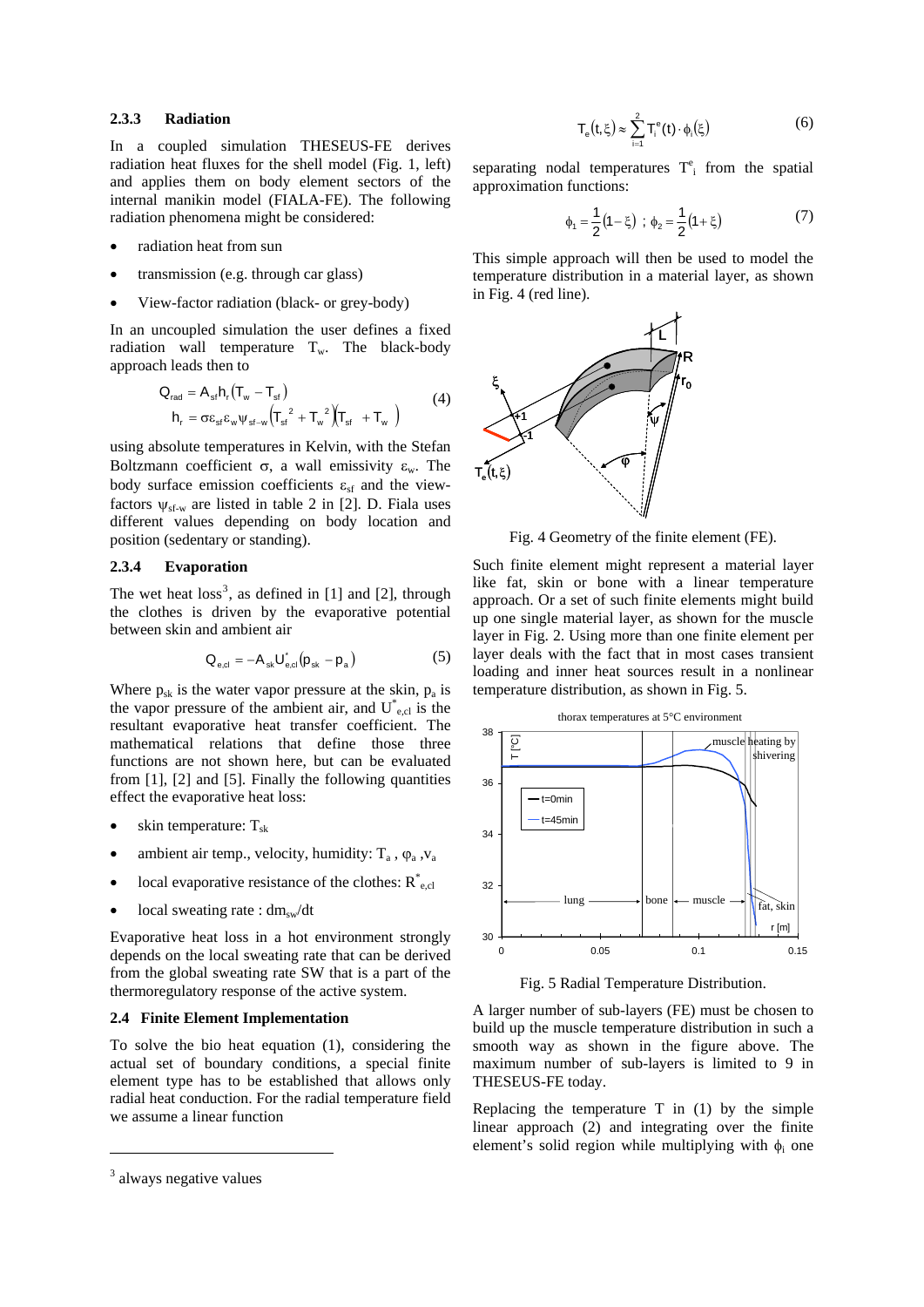### 2.3.3 Radiation

In a coupled simulation THESEUS-FE derives radiation heat fluxes for the shell model (Fig. 1, left) and applies them on body element sectors of the internal manikin model (FIALA-FE). The following radiation phenomena might be considered:

- radiation heat from sun
- transmission (e.g. through car glass)
- View-factor radiation (black- or grey-body)

In an uncoupled simulation the user defines a fixed radiation wall temperature $T_w$. The black-body approach leads then to

$$Q_{rad} = A_{sf} h_r (T_w - T_{sf})$$
$$h_r = \sigma \varepsilon_{sf} \varepsilon_w \psi_{sf-w} \left(T_{sf}^{\ 2} + T_w^{\ 2}\right)\left(T_{sf} + T_w\right) \tag{4}$$

using absolute temperatures in Kelvin, with the Stefan Boltzmann coefficient $\sigma$, a wall emissivity $\varepsilon_w$. The body surface emission coefficients $\varepsilon_{sf}$ and the view-factors $\psi_{sf-w}$ are listed in table 2 in [2]. D. Fiala uses different values depending on body location and position (sedentary or standing).

### 2.3.4 Evaporation

The wet heat loss[3], as defined in [1] and [2], through the clothes is driven by the evaporative potential between skin and ambient air

$$Q_{e,cl} = -A_{sk} U^{*}_{e,cl} (p_{sk} - p_a) \tag{5}$$

Where $p_{sk}$ is the water vapor pressure at the skin, $p_a$ is the vapor pressure of the ambient air, and $U^{*}_{e,cl}$ is the resultant evaporative heat transfer coefficient. The mathematical relations that define those three functions are not shown here, but can be evaluated from [1], [2] and [5]. Finally the following quantities effect the evaporative heat loss:

- skin temperature: $T_{sk}$
- ambient air temp., velocity, humidity: $T_a$ , $\varphi_a$ ,$v_a$
- local evaporative resistance of the clothes: $R^{*}_{e,cl}$
- local sweating rate : $dm_{sw}/dt$

Evaporative heat loss in a hot environment strongly depends on the local sweating rate that can be derived from the global sweating rate SW that is a part of the thermoregulatory response of the active system.

## 2.4 Finite Element Implementation

To solve the bio heat equation (1), considering the actual set of boundary conditions, a special finite element type has to be established that allows only radial heat conduction. For the radial temperature field we assume a linear function

$$T_e(t,\xi) \approx \sum_{i=1}^{2} T_i^e(t) \cdot \phi_i(\xi) \tag{6}$$

separating nodal temperatures $T^e_i$ from the spatial approximation functions:

$$\phi_1 = \frac{1}{2}(1-\xi) \ ; \ \phi_2 = \frac{1}{2}(1+\xi) \tag{7}$$

This simple approach will then be used to model the temperature distribution in a material layer, as shown in Fig. 4 (red line).

ξ
+1
-1
$T_e(t,\xi)$
L
R
$r_0$
ψ
φ

Fig. 4 Geometry of the finite element (FE).

Such finite element might represent a material layer like fat, skin or bone with a linear temperature approach. Or a set of such finite elements might build up one single material layer, as shown for the muscle layer in Fig. 2. Using more than one finite element per layer deals with the fact that in most cases transient loading and inner heat sources result in a nonlinear temperature distribution, as shown in Fig. 5.

thorax temperatures at 5°C environment
T [°C]
38
36
34
32
30
0
0.05
0.1
0.15
r [m]
t=0min
t=45min
muscle heating by shivering
lung
bone
muscle
fat, skin

Fig. 5 Radial Temperature Distribution.

A larger number of sub-layers (FE) must be chosen to build up the muscle temperature distribution in such a smooth way as shown in the figure above. The maximum number of sub-layers is limited to 9 in THESEUS-FE today.

Replacing the temperature T in (1) by the simple linear approach (2) and integrating over the finite element's solid region while multiplying with $\phi_i$ one

[3] always negative values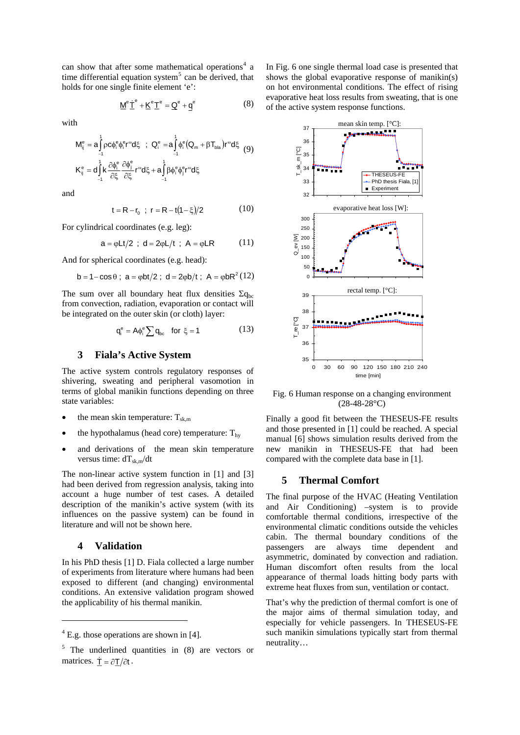can show that after some mathematical operations[4] a time differential equation system[5] can be derived, that holds for one single finite element 'e':

$$\underline{M}^e \dot{\underline{T}}^e + \underline{K}^e \underline{T}^e = \underline{Q}^e + \underline{q}^e \tag{8}$$

with

$$M_{ij}^e = a\int_{-1}^{1} \rho c \phi_i^e \phi_j^e r^\omega d\xi \;\; ; \;\; Q_i^e = a\int_{-1}^{1} \phi_i^e \left(Q_m + \beta T_{bla}\right) r^\omega d\xi$$
$$K_{ij}^e = d\int_{-1}^{1} k \frac{\partial \phi_i^e}{\partial \xi}\frac{\partial \phi_j^e}{\partial \xi} r^\omega d\xi + a\int_{-1}^{1} \beta \phi_i^e \phi_j^e r^\omega d\xi \tag{9}$$

and

$$t = R - r_0 \;\; ; \;\; r = R - t(1-\xi)/2 \tag{10}$$

For cylindrical coordinates (e.g. leg):

$$a = \varphi L t/2 \;\; ; \;\; d = 2\varphi L/t \;\; ; \;\; A = \varphi L R \tag{11}$$

And for spherical coordinates (e.g. head):

$$b = 1 - \cos\theta \;\; ; \;\; a = \varphi b t/2 \;\; ; \;\; d = 2\varphi b/t \;\; ; \;\; A = \varphi b R^2 \tag{12}$$

The sum over all boundary heat flux densities $\Sigma q_{bc}$ from convection, radiation, evaporation or contact will be integrated on the outer skin (or cloth) layer:

$$q_i^e = A\phi_i^e \sum q_{bc} \quad \text{for } \xi = 1 \tag{13}$$

## 3 Fiala's Active System

The active system controls regulatory responses of shivering, sweating and peripheral vasomotion in terms of global manikin functions depending on three state variables:

- the mean skin temperature: $T_{sk,m}$
- the hypothalamus (head core) temperature: $T_{hy}$
- and derivations of the mean skin temperature versus time: $dT_{sk,m}/dt$

The non-linear active system function in [1] and [3] had been derived from regression analysis, taking into account a huge number of test cases. A detailed description of the manikin's active system (with its influences on the passive system) can be found in literature and will not be shown here.

## 4 Validation

In his PhD thesis [1] D. Fiala collected a large number of experiments from literature where humans had been exposed to different (and changing) environmental conditions. An extensive validation program showed the applicability of his thermal manikin.

In Fig. 6 one single thermal load case is presented that shows the global evaporative response of manikin(s) on hot environmental conditions. The effect of rising evaporative heat loss results from sweating, that is one of the active system response functions.

Fig. 6 Human response on a changing environment (28-48-28°C)

Finally a good fit between the THESEUS-FE results and those presented in [1] could be reached. A special manual [6] shows simulation results derived from the new manikin in THESEUS-FE that had been compared with the complete data base in [1].

## 5 Thermal Comfort

The final purpose of the HVAC (Heating Ventilation and Air Conditioning) –system is to provide comfortable thermal conditions, irrespective of the environmental climatic conditions outside the vehicles cabin. The thermal boundary conditions of the passengers are always time dependent and asymmetric, dominated by convection and radiation. Human discomfort often results from the local appearance of thermal loads hitting body parts with extreme heat fluxes from sun, ventilation or contact.

That's why the prediction of thermal comfort is one of the major aims of thermal simulation today, and especially for vehicle passengers. In THESEUS-FE such manikin simulations typically start from thermal neutrality…

---

[4] E.g. those operations are shown in [4].

[5] The underlined quantities in (8) are vectors or matrices. $\dot{\underline{T}} = \partial \underline{T}/\partial t$.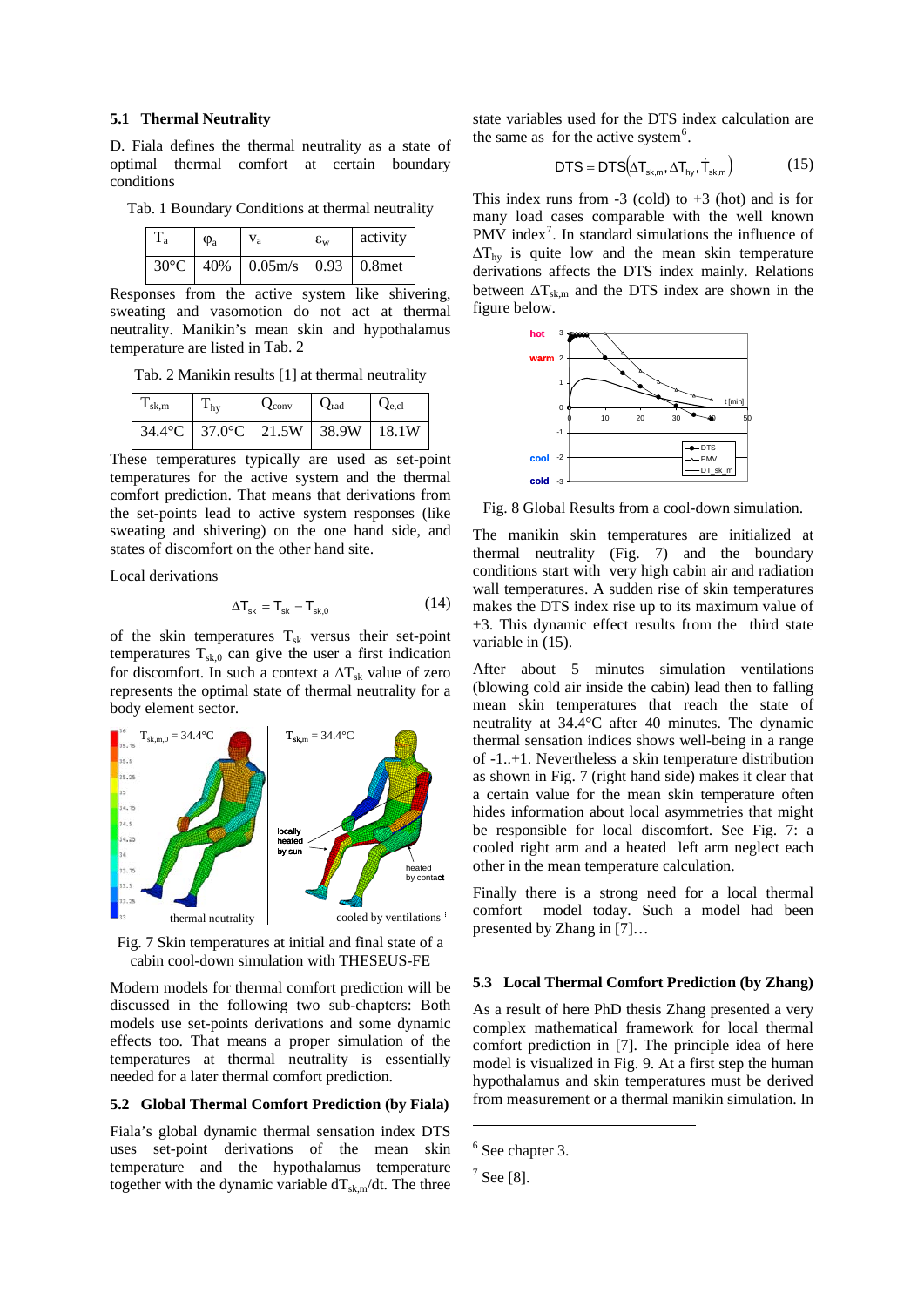### 5.1 Thermal Neutrality

D. Fiala defines the thermal neutrality as a state of optimal thermal comfort at certain boundary conditions

Tab. 1 Boundary Conditions at thermal neutrality

| $T_a$ | $\varphi_a$ | $v_a$ | $\varepsilon_w$ | activity |
|---|---|---|---|---|
| 30°C | 40% | 0.05m/s | 0.93 | 0.8met |

Responses from the active system like shivering, sweating and vasomotion do not act at thermal neutrality. Manikin's mean skin and hypothalamus temperature are listed in Tab. 2

Tab. 2 Manikin results [1] at thermal neutrality

| $T_{sk,m}$ | $T_{hy}$ | $Q_{conv}$ | $Q_{rad}$ | $Q_{e,cl}$ |
|---|---|---|---|---|
| 34.4°C | 37.0°C | 21.5W | 38.9W | 18.1W |

These temperatures typically are used as set-point temperatures for the active system and the thermal comfort prediction. That means that derivations from the set-points lead to active system responses (like sweating and shivering) on the one hand side, and states of discomfort on the other hand site.

Local derivations

$$\Delta T_{sk} = T_{sk} - T_{sk,0} \tag{14}$$

of the skin temperatures $T_{sk}$ versus their set-point temperatures $T_{sk,0}$ can give the user a first indication for discomfort. In such a context a $\Delta T_{sk}$ value of zero represents the optimal state of thermal neutrality for a body element sector.

Fig. 7 Skin temperatures at initial and final state of a cabin cool-down simulation with THESEUS-FE

Modern models for thermal comfort prediction will be discussed in the following two sub-chapters: Both models use set-points derivations and some dynamic effects too. That means a proper simulation of the temperatures at thermal neutrality is essentially needed for a later thermal comfort prediction.

### 5.2 Global Thermal Comfort Prediction (by Fiala)

Fiala's global dynamic thermal sensation index DTS uses set-point derivations of the mean skin temperature and the hypothalamus temperature together with the dynamic variable $dT_{sk,m}/dt$. The three state variables used for the DTS index calculation are the same as for the active system[6].

$$DTS = DTS\left(\Delta T_{sk,m}, \Delta T_{hy}, \dot{T}_{sk,m}\right) \tag{15}$$

This index runs from -3 (cold) to +3 (hot) and is for many load cases comparable with the well known PMV index[7]. In standard simulations the influence of $\Delta T_{hy}$ is quite low and the mean skin temperature derivations affects the DTS index mainly. Relations between $\Delta T_{sk,m}$ and the DTS index are shown in the figure below.

Fig. 8 Global Results from a cool-down simulation.

The manikin skin temperatures are initialized at thermal neutrality (Fig. 7) and the boundary conditions start with very high cabin air and radiation wall temperatures. A sudden rise of skin temperatures makes the DTS index rise up to its maximum value of +3. This dynamic effect results from the third state variable in (15).

After about 5 minutes simulation ventilations (blowing cold air inside the cabin) lead then to falling mean skin temperatures that reach the state of neutrality at 34.4°C after 40 minutes. The dynamic thermal sensation indices shows well-being in a range of -1..+1. Nevertheless a skin temperature distribution as shown in Fig. 7 (right hand side) makes it clear that a certain value for the mean skin temperature often hides information about local asymmetries that might be responsible for local discomfort. See Fig. 7: a cooled right arm and a heated left arm neglect each other in the mean temperature calculation.

Finally there is a strong need for a local thermal comfort model today. Such a model had been presented by Zhang in [7]…

### 5.3 Local Thermal Comfort Prediction (by Zhang)

As a result of here PhD thesis Zhang presented a very complex mathematical framework for local thermal comfort prediction in [7]. The principle idea of here model is visualized in Fig. 9. At a first step the human hypothalamus and skin temperatures must be derived from measurement or a thermal manikin simulation. In

[6] See chapter 3.

[7] See [8].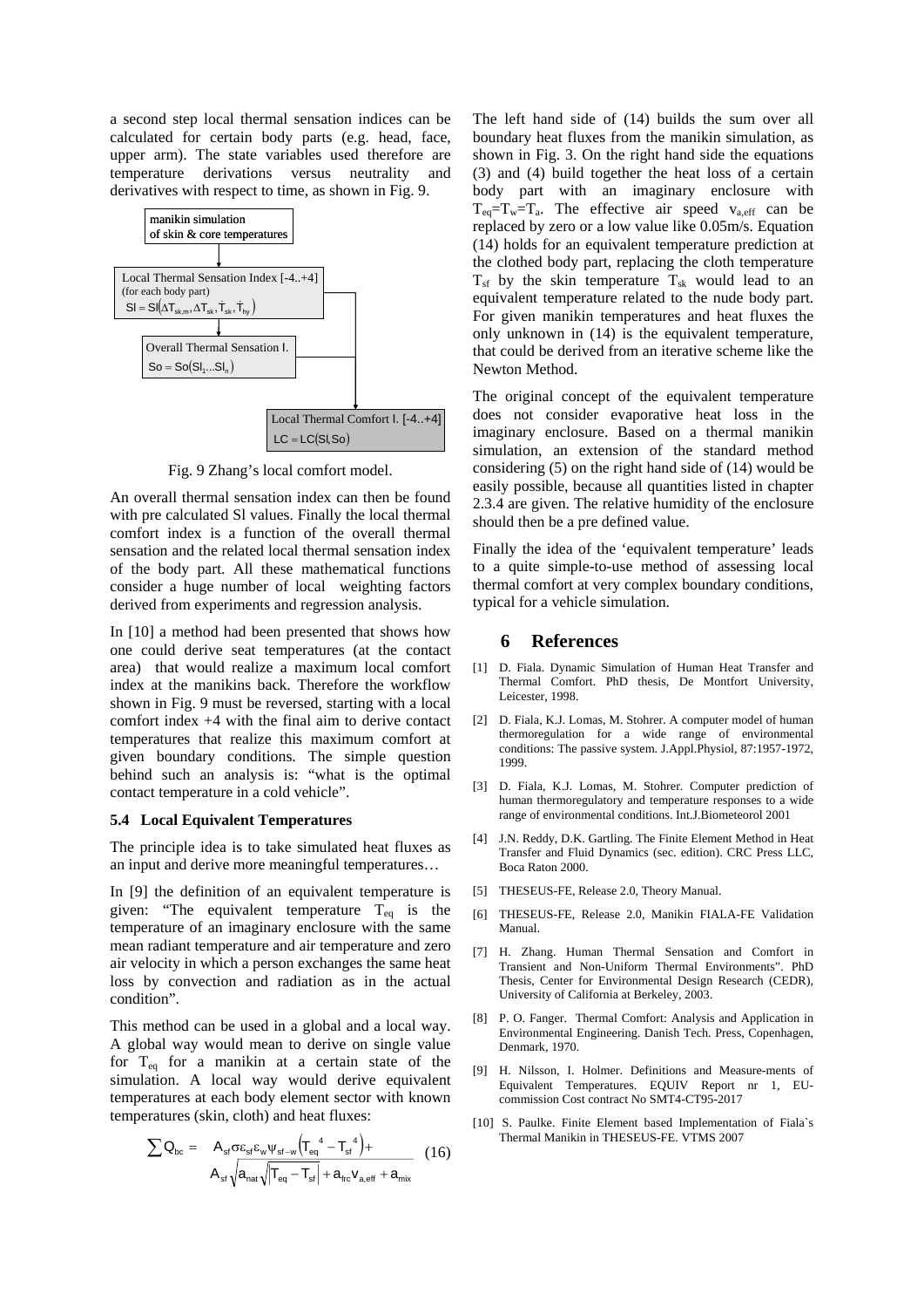a second step local thermal sensation indices can be calculated for certain body parts (e.g. head, face, upper arm). The state variables used therefore are temperature derivations versus neutrality and derivatives with respect to time, as shown in Fig. 9.

manikin simulation
of skin & core temperatures

Local Thermal Sensation Index [-4..+4]
(for each body part)
$Sl = Sl\left(\Delta T_{sk,m}, \Delta T_{sk}, \dot{T}_{sk}, \dot{T}_{hy}\right)$

Overall Thermal Sensation I.
$So = So\left(Sl_1 ... Sl_n\right)$

Local Thermal Comfort I. [-4..+4]
$LC = LC(Sl, So)$

Fig. 9 Zhang's local comfort model.

An overall thermal sensation index can then be found with pre calculated Sl values. Finally the local thermal comfort index is a function of the overall thermal sensation and the related local thermal sensation index of the body part. All these mathematical functions consider a huge number of local weighting factors derived from experiments and regression analysis.

In [10] a method had been presented that shows how one could derive seat temperatures (at the contact area) that would realize a maximum local comfort index at the manikins back. Therefore the workflow shown in Fig. 9 must be reversed, starting with a local comfort index +4 with the final aim to derive contact temperatures that realize this maximum comfort at given boundary conditions. The simple question behind such an analysis is: "what is the optimal contact temperature in a cold vehicle".

### 5.4 Local Equivalent Temperatures

The principle idea is to take simulated heat fluxes as an input and derive more meaningful temperatures…

In [9] the definition of an equivalent temperature is given: "The equivalent temperature $T_{eq}$ is the temperature of an imaginary enclosure with the same mean radiant temperature and air temperature and zero air velocity in which a person exchanges the same heat loss by convection and radiation as in the actual condition".

This method can be used in a global and a local way. A global way would mean to derive on single value for $T_{eq}$ for a manikin at a certain state of the simulation. A local way would derive equivalent temperatures at each body element sector with known temperatures (skin, cloth) and heat fluxes:

$$\sum Q_{bc} = \begin{array}{l} A_{sf}\sigma\varepsilon_{sf}\varepsilon_{w}\psi_{sf-w}\left(T_{eq}^{\ 4} - T_{sf}^{\ 4}\right) + \\ A_{sf}\sqrt{a_{nat}\sqrt{\left|T_{eq} - T_{sf}\right|} + a_{frc}v_{a,eff} + a_{mix}} \end{array} \quad (16)$$

The left hand side of (14) builds the sum over all boundary heat fluxes from the manikin simulation, as shown in Fig. 3. On the right hand side the equations (3) and (4) build together the heat loss of a certain body part with an imaginary enclosure with $T_{eq}=T_w=T_a$. The effective air speed $v_{a,eff}$ can be replaced by zero or a low value like 0.05m/s. Equation (14) holds for an equivalent temperature prediction at the clothed body part, replacing the cloth temperature $T_{sf}$ by the skin temperature $T_{sk}$ would lead to an equivalent temperature related to the nude body part. For given manikin temperatures and heat fluxes the only unknown in (14) is the equivalent temperature, that could be derived from an iterative scheme like the Newton Method.

The original concept of the equivalent temperature does not consider evaporative heat loss in the imaginary enclosure. Based on a thermal manikin simulation, an extension of the standard method considering (5) on the right hand side of (14) would be easily possible, because all quantities listed in chapter 2.3.4 are given. The relative humidity of the enclosure should then be a pre defined value.

Finally the idea of the 'equivalent temperature' leads to a quite simple-to-use method of assessing local thermal comfort at very complex boundary conditions, typical for a vehicle simulation.

## 6 References

[1] D. Fiala. Dynamic Simulation of Human Heat Transfer and Thermal Comfort. PhD thesis, De Montfort University, Leicester, 1998.

[2] D. Fiala, K.J. Lomas, M. Stohrer. A computer model of human thermoregulation for a wide range of environmental conditions: The passive system. J.Appl.Physiol, 87:1957-1972, 1999.

[3] D. Fiala, K.J. Lomas, M. Stohrer. Computer prediction of human thermoregulatory and temperature responses to a wide range of environmental conditions. Int.J.Biometeorol 2001

[4] J.N. Reddy, D.K. Gartling. The Finite Element Method in Heat Transfer and Fluid Dynamics (sec. edition). CRC Press LLC, Boca Raton 2000.

[5] THESEUS-FE, Release 2.0, Theory Manual.

[6] THESEUS-FE, Release 2.0, Manikin FIALA-FE Validation Manual.

[7] H. Zhang. Human Thermal Sensation and Comfort in Transient and Non-Uniform Thermal Environments". PhD Thesis, Center for Environmental Design Research (CEDR), University of California at Berkeley, 2003.

[8] P. O. Fanger. Thermal Comfort: Analysis and Application in Environmental Engineering. Danish Tech. Press, Copenhagen, Denmark, 1970.

[9] H. Nilsson, I. Holmer. Definitions and Measure-ments of Equivalent Temperatures. EQUIV Report nr 1, EU-commission Cost contract No SMT4-CT95-2017

[10] S. Paulke. Finite Element based Implementation of Fiala`s Thermal Manikin in THESEUS-FE. VTMS 2007